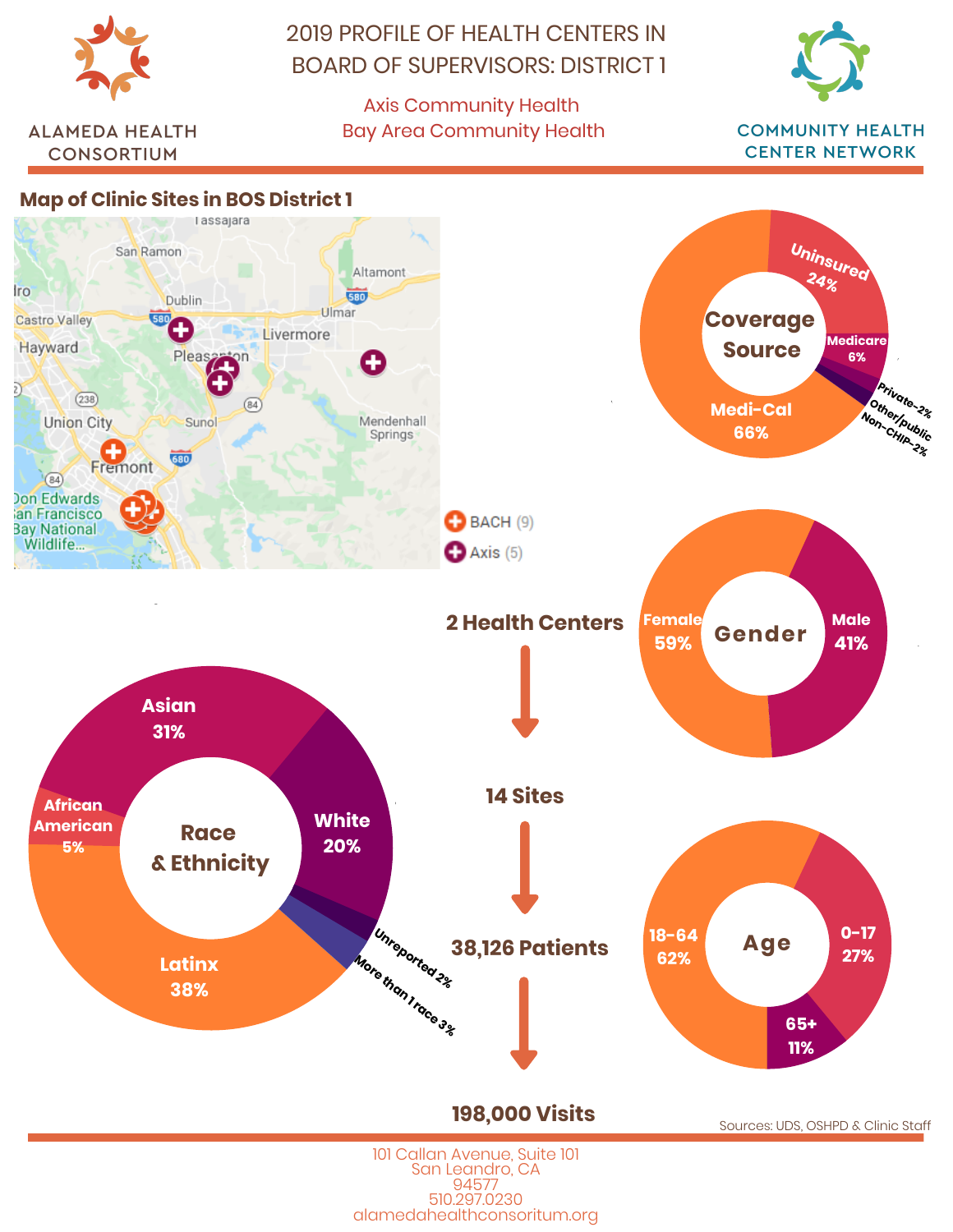ALAMEDA HEALTH CONSORTIUM

# 2019 PROFILE OF HEALTH CENTERS IN BOARD OF SUPERVISORS: DISTRICT 1

Axis Community Health
Bay Area Community Health

COMMUNITY HEALTH CENTER NETWORK

## Map of Clinic Sites in BOS District 1

- BACH (9)
- Axis (5)

**2 Health Centers** → **14 Sites** → **38,126 Patients** → **198,000 Visits**

### Coverage Source

| Coverage Source | % |
| --- | --- |
| Medi-Cal | 66% |
| Uninsured | 24% |
| Medicare | 6% |
| Private | 2% |
| Other/public Non-CHIP | 2% |

### Gender

| Gender | % |
| --- | --- |
| Female | 59% |
| Male | 41% |

### Race & Ethnicity

| Race & Ethnicity | % |
| --- | --- |
| Latinx | 38% |
| Asian | 31% |
| White | 20% |
| African American | 5% |
| More than 1 race | 3% |
| Unreported | 2% |

### Age

| Age | % |
| --- | --- |
| 0-17 | 27% |
| 18-64 | 62% |
| 65+ | 11% |

Sources: UDS, OSHPD & Clinic Staff

101 Callan Avenue, Suite 101
San Leandro, CA
94577
510.297.0230
alamedahealthconsoritum.org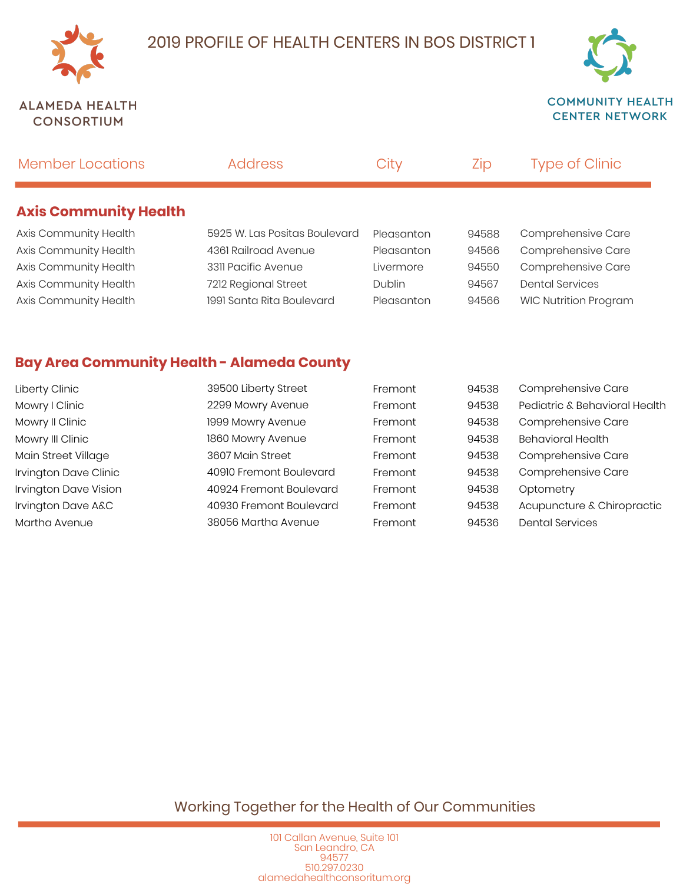ALAMEDA HEALTH CONSORTIUM

# 2019 PROFILE OF HEALTH CENTERS IN BOS DISTRICT 1

COMMUNITY HEALTH CENTER NETWORK

| Member Locations | Address | City | Zip | Type of Clinic |
|---|---|---|---|---|
| **Axis Community Health** | | | | |
| Axis Community Health | 5925 W. Las Positas Boulevard | Pleasanton | 94588 | Comprehensive Care |
| Axis Community Health | 4361 Railroad Avenue | Pleasanton | 94566 | Comprehensive Care |
| Axis Community Health | 3311 Pacific Avenue | Livermore | 94550 | Comprehensive Care |
| Axis Community Health | 7212 Regional Street | Dublin | 94567 | Dental Services |
| Axis Community Health | 1991 Santa Rita Boulevard | Pleasanton | 94566 | WIC Nutrition Program |
| **Bay Area Community Health - Alameda County** | | | | |
| Liberty Clinic | 39500 Liberty Street | Fremont | 94538 | Comprehensive Care |
| Mowry I Clinic | 2299 Mowry Avenue | Fremont | 94538 | Pediatric & Behavioral Health |
| Mowry II Clinic | 1999 Mowry Avenue | Fremont | 94538 | Comprehensive Care |
| Mowry III Clinic | 1860 Mowry Avenue | Fremont | 94538 | Behavioral Health |
| Main Street Village | 3607 Main Street | Fremont | 94538 | Comprehensive Care |
| Irvington Dave Clinic | 40910 Fremont Boulevard | Fremont | 94538 | Comprehensive Care |
| Irvington Dave Vision | 40924 Fremont Boulevard | Fremont | 94538 | Optometry |
| Irvington Dave A&C | 40930 Fremont Boulevard | Fremont | 94538 | Acupuncture & Chiropractic |
| Martha Avenue | 38056 Martha Avenue | Fremont | 94536 | Dental Services |

Working Together for the Health of Our Communities

101 Callan Avenue, Suite 101
San Leandro, CA
94577
510.297.0230
alamedahealthconsoritum.org